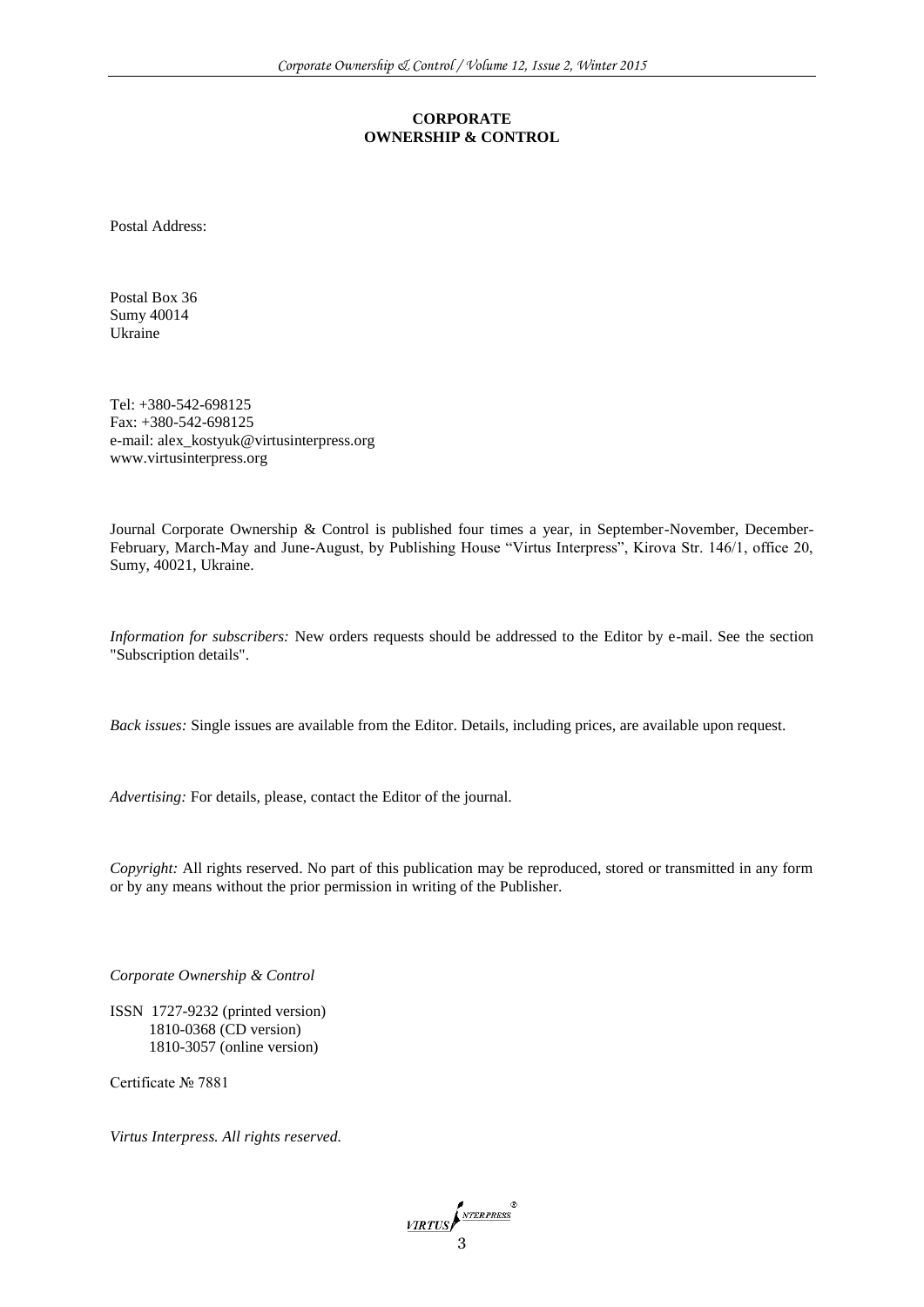# CORPORATE OWNERSHIP & CONTROL

Postal Address:

Postal Box 36
Sumy 40014
Ukraine

Tel: +380-542-698125
Fax: +380-542-698125
e-mail: alex_kostyuk@virtusinterpress.org
www.virtusinterpress.org

Journal Corporate Ownership & Control is published four times a year, in September-November, December-February, March-May and June-August, by Publishing House "Virtus Interpress", Kirova Str. 146/1, office 20, Sumy, 40021, Ukraine.

*Information for subscribers:* New orders requests should be addressed to the Editor by e-mail. See the section "Subscription details".

*Back issues:* Single issues are available from the Editor. Details, including prices, are available upon request.

*Advertising:* For details, please, contact the Editor of the journal.

*Copyright:* All rights reserved. No part of this publication may be reproduced, stored or transmitted in any form or by any means without the prior permission in writing of the Publisher.

*Corporate Ownership & Control*

ISSN 1727-9232 (printed version)
1810-0368 (CD version)
1810-3057 (online version)

Certificate № 7881

*Virtus Interpress. All rights reserved.*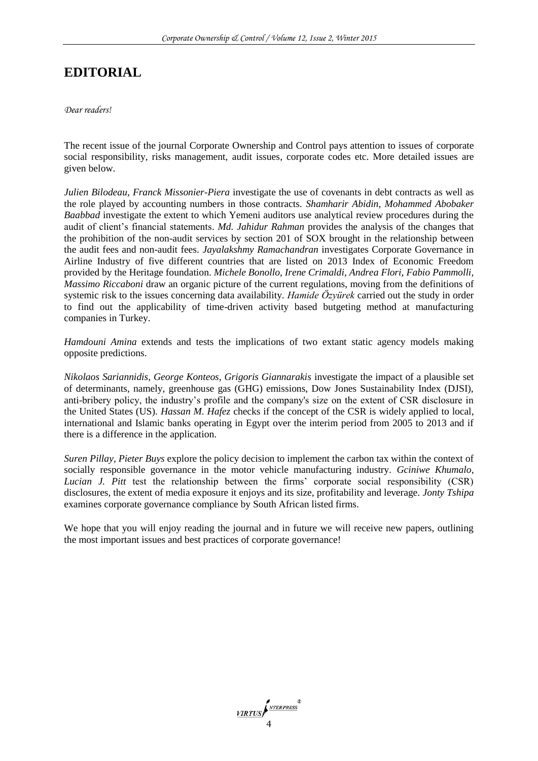# EDITORIAL

*Dear readers!*

The recent issue of the journal Corporate Ownership and Control pays attention to issues of corporate social responsibility, risks management, audit issues, corporate codes etc. More detailed issues are given below.

*Julien Bilodeau, Franck Missonier-Piera* investigate the use of covenants in debt contracts as well as the role played by accounting numbers in those contracts. *Shamharir Abidin, Mohammed Abobaker Baabbad* investigate the extent to which Yemeni auditors use analytical review procedures during the audit of client's financial statements. *Md. Jahidur Rahman* provides the analysis of the changes that the prohibition of the non-audit services by section 201 of SOX brought in the relationship between the audit fees and non-audit fees. *Jayalakshmy Ramachandran* investigates Corporate Governance in Airline Industry of five different countries that are listed on 2013 Index of Economic Freedom provided by the Heritage foundation. *Michele Bonollo, Irene Crimaldi, Andrea Flori, Fabio Pammolli, Massimo Riccaboni* draw an organic picture of the current regulations, moving from the definitions of systemic risk to the issues concerning data availability. *Hamide Özyürek* carried out the study in order to find out the applicability of time-driven activity based butgeting method at manufacturing companies in Turkey.

*Hamdouni Amina* extends and tests the implications of two extant static agency models making opposite predictions.

*Nikolaos Sariannidis, George Konteos, Grigoris Giannarakis* investigate the impact of a plausible set of determinants, namely, greenhouse gas (GHG) emissions, Dow Jones Sustainability Index (DJSI), anti-bribery policy, the industry's profile and the company's size on the extent of CSR disclosure in the United States (US). *Hassan M. Hafez* checks if the concept of the CSR is widely applied to local, international and Islamic banks operating in Egypt over the interim period from 2005 to 2013 and if there is a difference in the application.

*Suren Pillay, Pieter Buys* explore the policy decision to implement the carbon tax within the context of socially responsible governance in the motor vehicle manufacturing industry. *Gciniwe Khumalo, Lucian J. Pitt* test the relationship between the firms' corporate social responsibility (CSR) disclosures, the extent of media exposure it enjoys and its size, profitability and leverage. *Jonty Tshipa* examines corporate governance compliance by South African listed firms.

We hope that you will enjoy reading the journal and in future we will receive new papers, outlining the most important issues and best practices of corporate governance!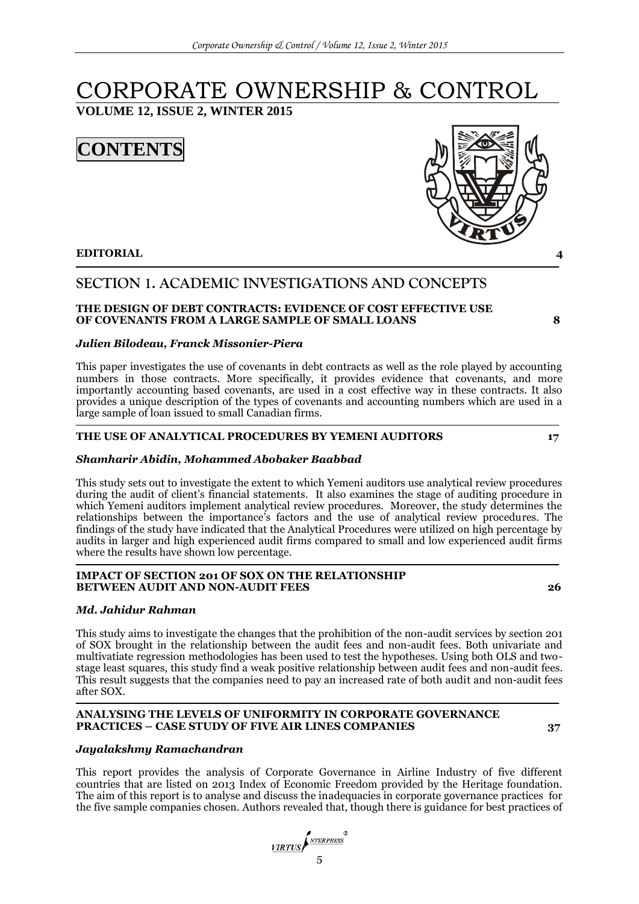# CORPORATE OWNERSHIP & CONTROL

**VOLUME 12, ISSUE 2, WINTER 2015**

## CONTENTS

**EDITORIAL** **4**

## SECTION 1. ACADEMIC INVESTIGATIONS AND CONCEPTS

**THE DESIGN OF DEBT CONTRACTS: EVIDENCE OF COST EFFECTIVE USE OF COVENANTS FROM A LARGE SAMPLE OF SMALL LOANS** **8**

***Julien Bilodeau, Franck Missonier-Piera***

This paper investigates the use of covenants in debt contracts as well as the role played by accounting numbers in those contracts. More specifically, it provides evidence that covenants, and more importantly accounting based covenants, are used in a cost effective way in these contracts. It also provides a unique description of the types of covenants and accounting numbers which are used in a large sample of loan issued to small Canadian firms.

**THE USE OF ANALYTICAL PROCEDURES BY YEMENI AUDITORS** **17**

***Shamharir Abidin, Mohammed Abobaker Baabbad***

This study sets out to investigate the extent to which Yemeni auditors use analytical review procedures during the audit of client's financial statements. It also examines the stage of auditing procedure in which Yemeni auditors implement analytical review procedures. Moreover, the study determines the relationships between the importance's factors and the use of analytical review procedures. The findings of the study have indicated that the Analytical Procedures were utilized on high percentage by audits in larger and high experienced audit firms compared to small and low experienced audit firms where the results have shown low percentage.

**IMPACT OF SECTION 201 OF SOX ON THE RELATIONSHIP BETWEEN AUDIT AND NON-AUDIT FEES** **26**

***Md. Jahidur Rahman***

This study aims to investigate the changes that the prohibition of the non-audit services by section 201 of SOX brought in the relationship between the audit fees and non-audit fees. Both univariate and multivatiate regression methodologies has been used to test the hypotheses. Using both OLS and two-stage least squares, this study find a weak positive relationship between audit fees and non-audit fees. This result suggests that the companies need to pay an increased rate of both audit and non-audit fees after SOX.

**ANALYSING THE LEVELS OF UNIFORMITY IN CORPORATE GOVERNANCE PRACTICES – CASE STUDY OF FIVE AIR LINES COMPANIES** **37**

***Jayalakshmy Ramachandran***

This report provides the analysis of Corporate Governance in Airline Industry of five different countries that are listed on 2013 Index of Economic Freedom provided by the Heritage foundation. The aim of this report is to analyse and discuss the inadequacies in corporate governance practices for the five sample companies chosen. Authors revealed that, though there is guidance for best practices of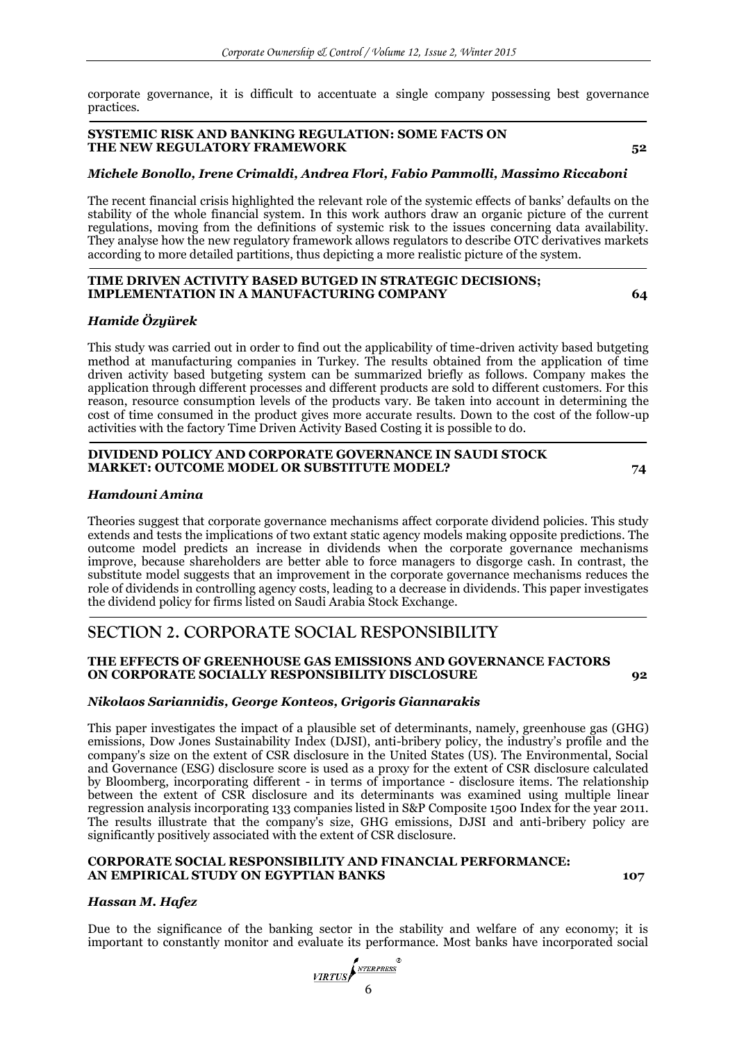corporate governance, it is difficult to accentuate a single company possessing best governance practices.

**SYSTEMIC RISK AND BANKING REGULATION: SOME FACTS ON THE NEW REGULATORY FRAMEWORK** **52**

***Michele Bonollo, Irene Crimaldi, Andrea Flori, Fabio Pammolli, Massimo Riccaboni***

The recent financial crisis highlighted the relevant role of the systemic effects of banks' defaults on the stability of the whole financial system. In this work authors draw an organic picture of the current regulations, moving from the definitions of systemic risk to the issues concerning data availability. They analyse how the new regulatory framework allows regulators to describe OTC derivatives markets according to more detailed partitions, thus depicting a more realistic picture of the system.

**TIME DRIVEN ACTIVITY BASED BUTGED IN STRATEGIC DECISIONS; IMPLEMENTATION IN A MANUFACTURING COMPANY** **64**

***Hamide Özyürek***

This study was carried out in order to find out the applicability of time-driven activity based butgeting method at manufacturing companies in Turkey. The results obtained from the application of time driven activity based butgeting system can be summarized briefly as follows. Company makes the application through different processes and different products are sold to different customers. For this reason, resource consumption levels of the products vary. Be taken into account in determining the cost of time consumed in the product gives more accurate results. Down to the cost of the follow-up activities with the factory Time Driven Activity Based Costing it is possible to do.

**DIVIDEND POLICY AND CORPORATE GOVERNANCE IN SAUDI STOCK MARKET: OUTCOME MODEL OR SUBSTITUTE MODEL?** **74**

***Hamdouni Amina***

Theories suggest that corporate governance mechanisms affect corporate dividend policies. This study extends and tests the implications of two extant static agency models making opposite predictions. The outcome model predicts an increase in dividends when the corporate governance mechanisms improve, because shareholders are better able to force managers to disgorge cash. In contrast, the substitute model suggests that an improvement in the corporate governance mechanisms reduces the role of dividends in controlling agency costs, leading to a decrease in dividends. This paper investigates the dividend policy for firms listed on Saudi Arabia Stock Exchange.

## SECTION 2. CORPORATE SOCIAL RESPONSIBILITY

**THE EFFECTS OF GREENHOUSE GAS EMISSIONS AND GOVERNANCE FACTORS ON CORPORATE SOCIALLY RESPONSIBILITY DISCLOSURE** **92**

***Nikolaos Sariannidis, George Konteos, Grigoris Giannarakis***

This paper investigates the impact of a plausible set of determinants, namely, greenhouse gas (GHG) emissions, Dow Jones Sustainability Index (DJSI), anti-bribery policy, the industry's profile and the company's size on the extent of CSR disclosure in the United States (US). The Environmental, Social and Governance (ESG) disclosure score is used as a proxy for the extent of CSR disclosure calculated by Bloomberg, incorporating different - in terms of importance - disclosure items. The relationship between the extent of CSR disclosure and its determinants was examined using multiple linear regression analysis incorporating 133 companies listed in S&P Composite 1500 Index for the year 2011. The results illustrate that the company's size, GHG emissions, DJSI and anti-bribery policy are significantly positively associated with the extent of CSR disclosure.

**CORPORATE SOCIAL RESPONSIBILITY AND FINANCIAL PERFORMANCE: AN EMPIRICAL STUDY ON EGYPTIAN BANKS** **107**

***Hassan M. Hafez***

Due to the significance of the banking sector in the stability and welfare of any economy; it is important to constantly monitor and evaluate its performance. Most banks have incorporated social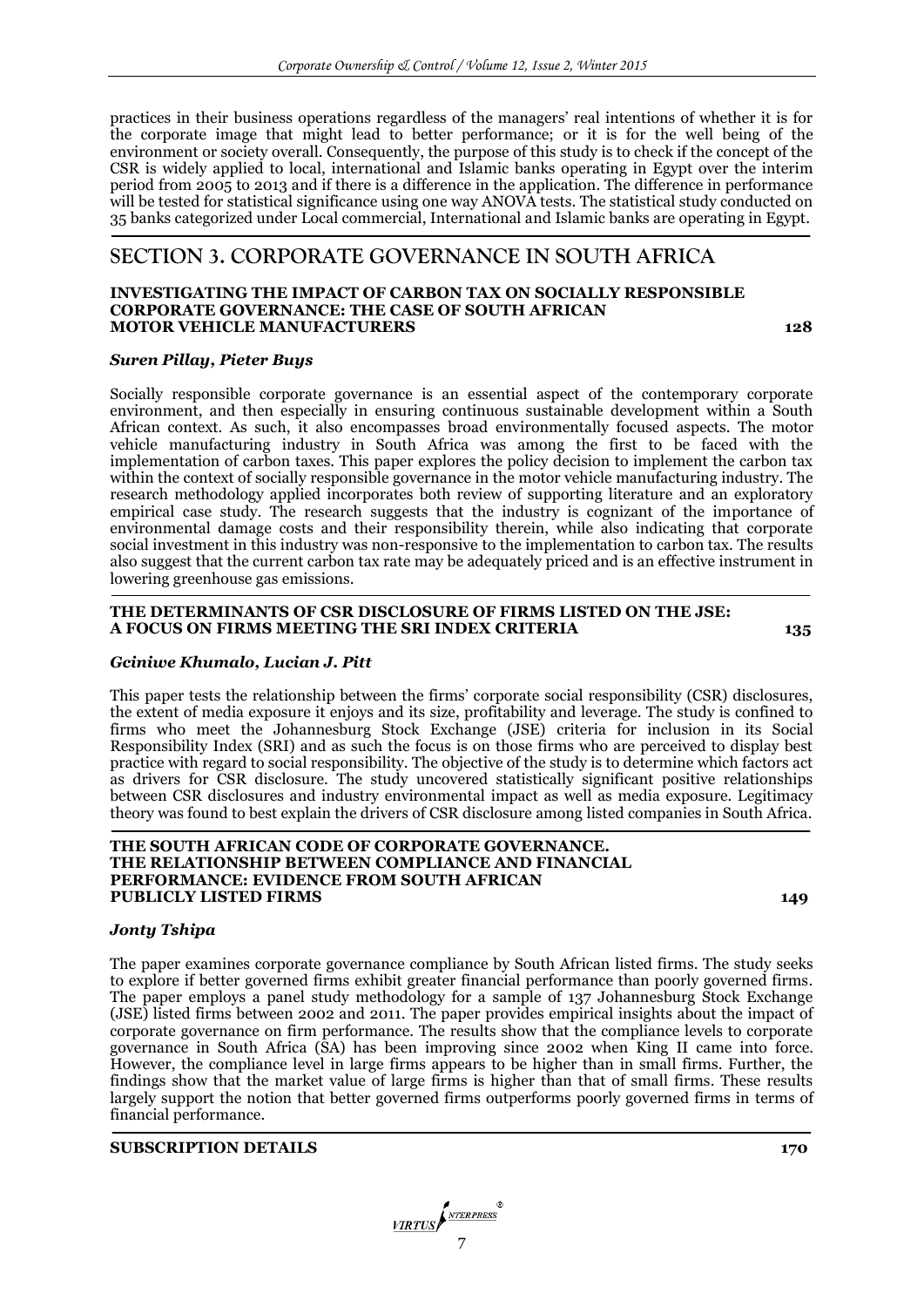practices in their business operations regardless of the managers' real intentions of whether it is for the corporate image that might lead to better performance; or it is for the well being of the environment or society overall. Consequently, the purpose of this study is to check if the concept of the CSR is widely applied to local, international and Islamic banks operating in Egypt over the interim period from 2005 to 2013 and if there is a difference in the application. The difference in performance will be tested for statistical significance using one way ANOVA tests. The statistical study conducted on 35 banks categorized under Local commercial, International and Islamic banks are operating in Egypt.

## SECTION 3. CORPORATE GOVERNANCE IN SOUTH AFRICA

**INVESTIGATING THE IMPACT OF CARBON TAX ON SOCIALLY RESPONSIBLE CORPORATE GOVERNANCE: THE CASE OF SOUTH AFRICAN MOTOR VEHICLE MANUFACTURERS** **128**

***Suren Pillay, Pieter Buys***

Socially responsible corporate governance is an essential aspect of the contemporary corporate environment, and then especially in ensuring continuous sustainable development within a South African context. As such, it also encompasses broad environmentally focused aspects. The motor vehicle manufacturing industry in South Africa was among the first to be faced with the implementation of carbon taxes. This paper explores the policy decision to implement the carbon tax within the context of socially responsible governance in the motor vehicle manufacturing industry. The research methodology applied incorporates both review of supporting literature and an exploratory empirical case study. The research suggests that the industry is cognizant of the importance of environmental damage costs and their responsibility therein, while also indicating that corporate social investment in this industry was non-responsive to the implementation to carbon tax. The results also suggest that the current carbon tax rate may be adequately priced and is an effective instrument in lowering greenhouse gas emissions.

**THE DETERMINANTS OF CSR DISCLOSURE OF FIRMS LISTED ON THE JSE: A FOCUS ON FIRMS MEETING THE SRI INDEX CRITERIA** **135**

***Gciniwe Khumalo, Lucian J. Pitt***

This paper tests the relationship between the firms' corporate social responsibility (CSR) disclosures, the extent of media exposure it enjoys and its size, profitability and leverage. The study is confined to firms who meet the Johannesburg Stock Exchange (JSE) criteria for inclusion in its Social Responsibility Index (SRI) and as such the focus is on those firms who are perceived to display best practice with regard to social responsibility. The objective of the study is to determine which factors act as drivers for CSR disclosure. The study uncovered statistically significant positive relationships between CSR disclosures and industry environmental impact as well as media exposure. Legitimacy theory was found to best explain the drivers of CSR disclosure among listed companies in South Africa.

**THE SOUTH AFRICAN CODE OF CORPORATE GOVERNANCE. THE RELATIONSHIP BETWEEN COMPLIANCE AND FINANCIAL PERFORMANCE: EVIDENCE FROM SOUTH AFRICAN PUBLICLY LISTED FIRMS** **149**

***Jonty Tshipa***

The paper examines corporate governance compliance by South African listed firms. The study seeks to explore if better governed firms exhibit greater financial performance than poorly governed firms. The paper employs a panel study methodology for a sample of 137 Johannesburg Stock Exchange (JSE) listed firms between 2002 and 2011. The paper provides empirical insights about the impact of corporate governance on firm performance. The results show that the compliance levels to corporate governance in South Africa (SA) has been improving since 2002 when King II came into force. However, the compliance level in large firms appears to be higher than in small firms. Further, the findings show that the market value of large firms is higher than that of small firms. These results largely support the notion that better governed firms outperforms poorly governed firms in terms of financial performance.

**SUBSCRIPTION DETAILS** **170**